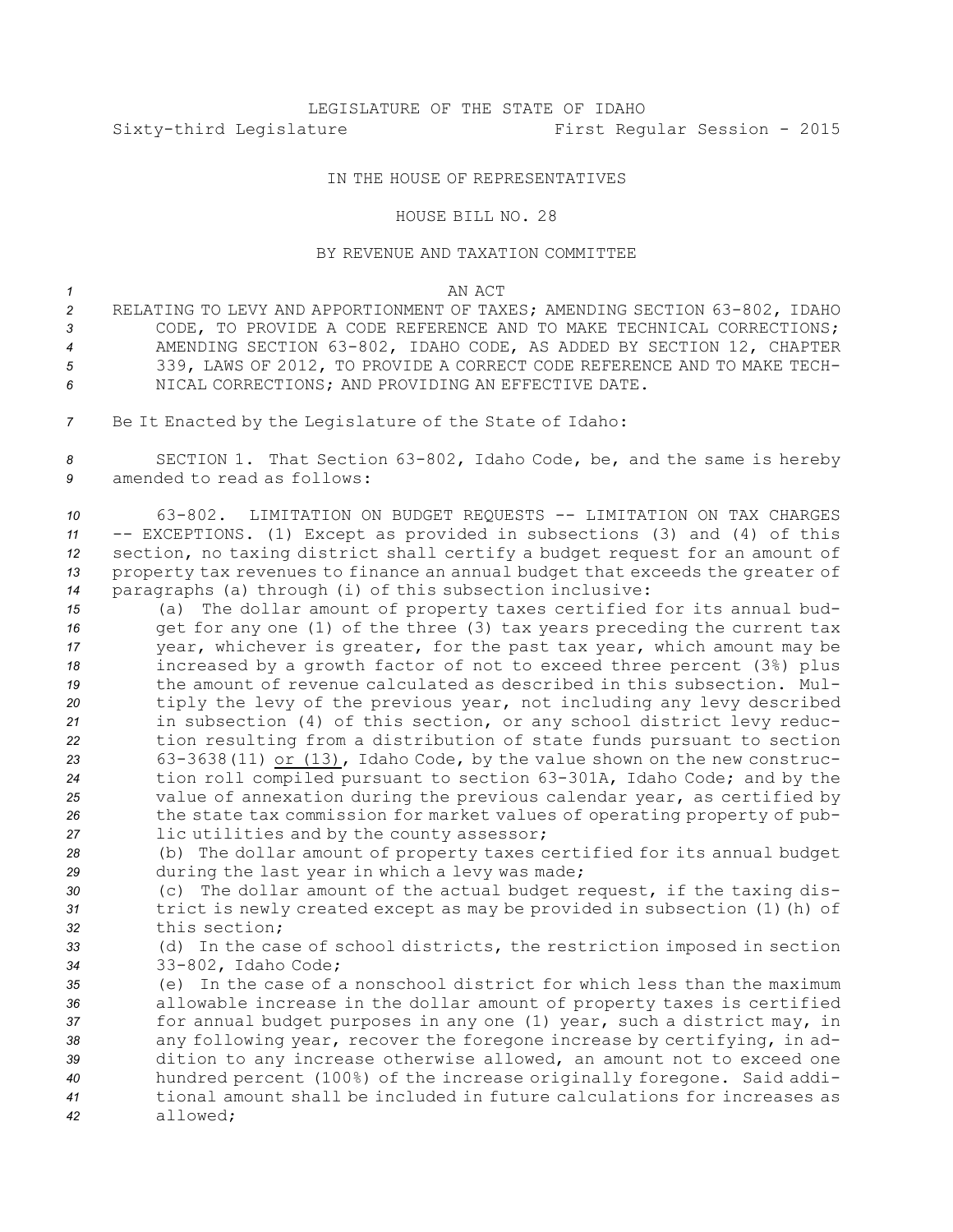LEGISLATURE OF THE STATE OF IDAHO

Sixty-third Legislature First Regular Session - 2015

IN THE HOUSE OF REPRESENTATIVES

HOUSE BILL NO. 28

BY REVENUE AND TAXATION COMMITTEE

AN ACT

RELATING TO LEVY AND APPORTIONMENT OF TAXES; AMENDING SECTION 63-802, IDAHO CODE, TO PROVIDE A CODE REFERENCE AND TO MAKE TECHNICAL CORRECTIONS; AMENDING SECTION 63-802, IDAHO CODE, AS ADDED BY SECTION 12, CHAPTER 339, LAWS OF 2012, TO PROVIDE A CORRECT CODE REFERENCE AND TO MAKE TECHNICAL CORRECTIONS; AND PROVIDING AN EFFECTIVE DATE.

Be It Enacted by the Legislature of the State of Idaho:

SECTION 1. That Section 63-802, Idaho Code, be, and the same is hereby amended to read as follows:

63-802. LIMITATION ON BUDGET REQUESTS -- LIMITATION ON TAX CHARGES -- EXCEPTIONS. (1) Except as provided in subsections (3) and (4) of this section, no taxing district shall certify a budget request for an amount of property tax revenues to finance an annual budget that exceeds the greater of paragraphs (a) through (i) of this subsection inclusive:

(a) The dollar amount of property taxes certified for its annual budget for any one (1) of the three (3) tax years preceding the current tax year, whichever is greater, for the past tax year, which amount may be increased by a growth factor of not to exceed three percent (3%) plus the amount of revenue calculated as described in this subsection. Multiply the levy of the previous year, not including any levy described in subsection (4) of this section, or any school district levy reduction resulting from a distribution of state funds pursuant to section 63-3638(11) or (13), Idaho Code, by the value shown on the new construction roll compiled pursuant to section 63-301A, Idaho Code; and by the value of annexation during the previous calendar year, as certified by the state tax commission for market values of operating property of public utilities and by the county assessor;

(b) The dollar amount of property taxes certified for its annual budget during the last year in which a levy was made;

(c) The dollar amount of the actual budget request, if the taxing district is newly created except as may be provided in subsection (1)(h) of this section;

(d) In the case of school districts, the restriction imposed in section 33-802, Idaho Code;

(e) In the case of a nonschool district for which less than the maximum allowable increase in the dollar amount of property taxes is certified for annual budget purposes in any one (1) year, such a district may, in any following year, recover the foregone increase by certifying, in addition to any increase otherwise allowed, an amount not to exceed one hundred percent (100%) of the increase originally foregone. Said additional amount shall be included in future calculations for increases as allowed;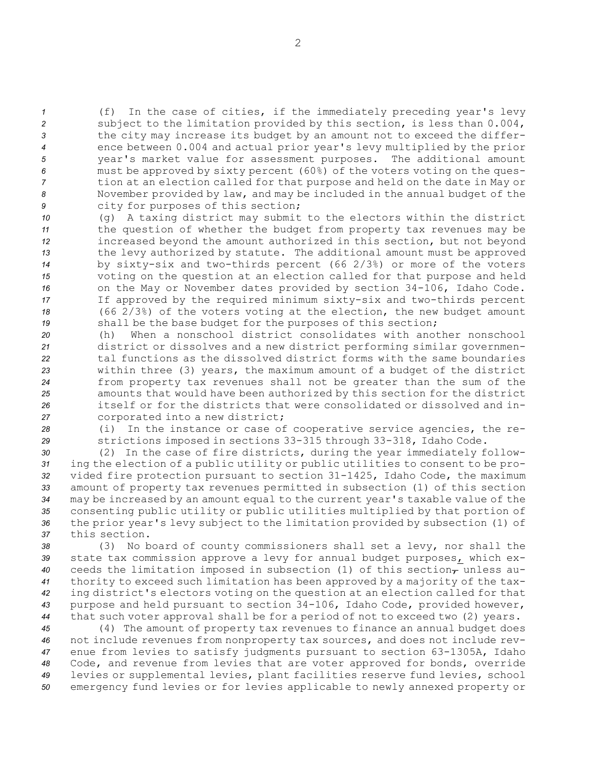(f) In the case of cities, if the immediately preceding year's levy subject to the limitation provided by this section, is less than 0.004, the city may increase its budget by an amount not to exceed the difference between 0.004 and actual prior year's levy multiplied by the prior year's market value for assessment purposes. The additional amount must be approved by sixty percent (60%) of the voters voting on the question at an election called for that purpose and held on the date in May or November provided by law, and may be included in the annual budget of the city for purposes of this section;

(g) A taxing district may submit to the electors within the district the question of whether the budget from property tax revenues may be increased beyond the amount authorized in this section, but not beyond the levy authorized by statute. The additional amount must be approved by sixty-six and two-thirds percent (66 2/3%) or more of the voters voting on the question at an election called for that purpose and held on the May or November dates provided by section 34-106, Idaho Code. If approved by the required minimum sixty-six and two-thirds percent (66 2/3%) of the voters voting at the election, the new budget amount shall be the base budget for the purposes of this section;

(h) When a nonschool district consolidates with another nonschool district or dissolves and a new district performing similar governmental functions as the dissolved district forms with the same boundaries within three (3) years, the maximum amount of a budget of the district from property tax revenues shall not be greater than the sum of the amounts that would have been authorized by this section for the district itself or for the districts that were consolidated or dissolved and incorporated into a new district;

(i) In the instance or case of cooperative service agencies, the restrictions imposed in sections 33-315 through 33-318, Idaho Code.

(2) In the case of fire districts, during the year immediately following the election of a public utility or public utilities to consent to be provided fire protection pursuant to section 31-1425, Idaho Code, the maximum amount of property tax revenues permitted in subsection (1) of this section may be increased by an amount equal to the current year's taxable value of the consenting public utility or public utilities multiplied by that portion of the prior year's levy subject to the limitation provided by subsection (1) of this section.

(3) No board of county commissioners shall set a levy, nor shall the state tax commission approve a levy for annual budget purposes, which exceeds the limitation imposed in subsection (1) of this section, unless authority to exceed such limitation has been approved by a majority of the taxing district's electors voting on the question at an election called for that purpose and held pursuant to section 34-106, Idaho Code, provided however, that such voter approval shall be for a period of not to exceed two (2) years.

(4) The amount of property tax revenues to finance an annual budget does not include revenues from nonproperty tax sources, and does not include revenue from levies to satisfy judgments pursuant to section 63-1305A, Idaho Code, and revenue from levies that are voter approved for bonds, override levies or supplemental levies, plant facilities reserve fund levies, school emergency fund levies or for levies applicable to newly annexed property or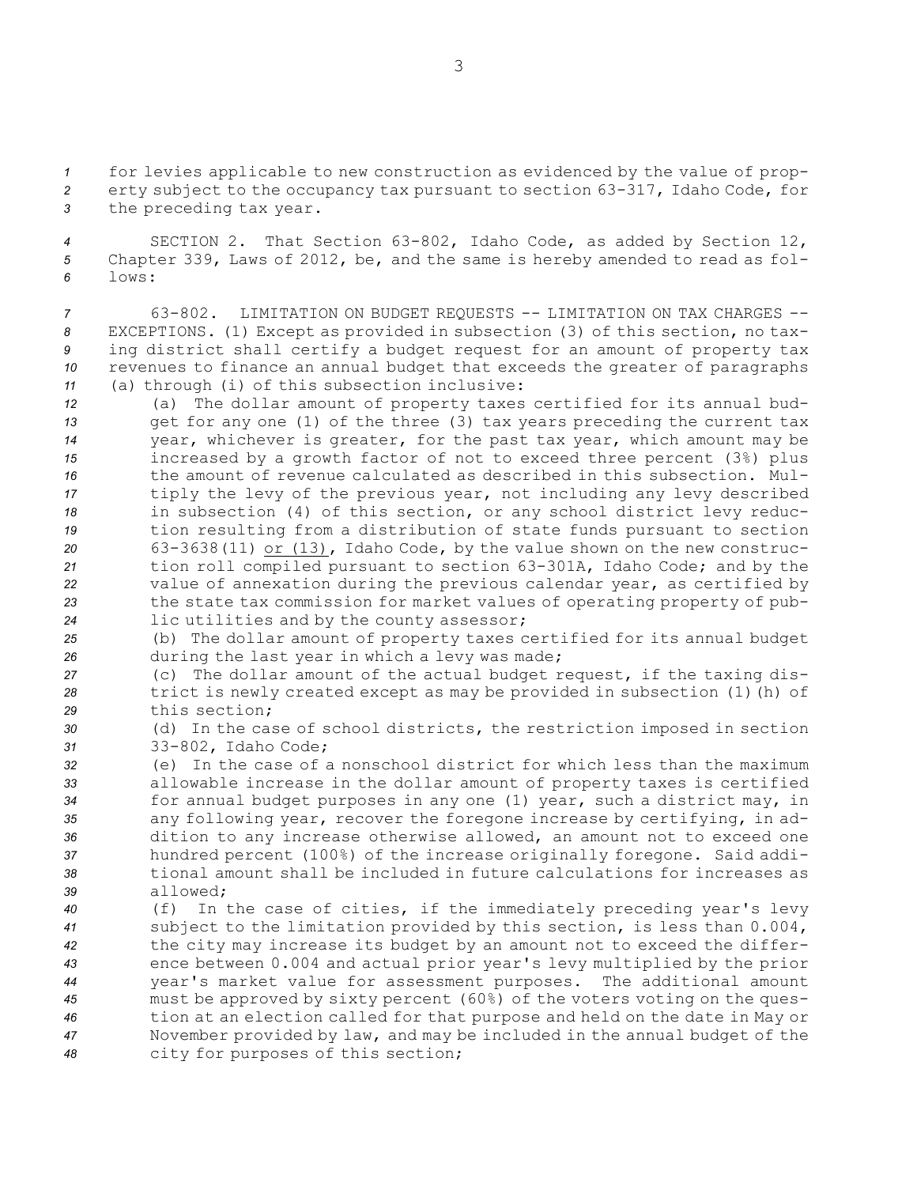for levies applicable to new construction as evidenced by the value of property subject to the occupancy tax pursuant to section 63-317, Idaho Code, for the preceding tax year.

SECTION 2. That Section 63-802, Idaho Code, as added by Section 12, Chapter 339, Laws of 2012, be, and the same is hereby amended to read as follows:

63-802. LIMITATION ON BUDGET REQUESTS -- LIMITATION ON TAX CHARGES -- EXCEPTIONS. (1) Except as provided in subsection (3) of this section, no taxing district shall certify a budget request for an amount of property tax revenues to finance an annual budget that exceeds the greater of paragraphs (a) through (i) of this subsection inclusive:

(a) The dollar amount of property taxes certified for its annual budget for any one (1) of the three (3) tax years preceding the current tax year, whichever is greater, for the past tax year, which amount may be increased by a growth factor of not to exceed three percent (3%) plus the amount of revenue calculated as described in this subsection. Multiply the levy of the previous year, not including any levy described in subsection (4) of this section, or any school district levy reduction resulting from a distribution of state funds pursuant to section 63-3638(11) <u>or (13)</u>, Idaho Code, by the value shown on the new construction roll compiled pursuant to section 63-301A, Idaho Code; and by the value of annexation during the previous calendar year, as certified by the state tax commission for market values of operating property of public utilities and by the county assessor;

(b) The dollar amount of property taxes certified for its annual budget during the last year in which a levy was made;

(c) The dollar amount of the actual budget request, if the taxing district is newly created except as may be provided in subsection (1)(h) of this section;

(d) In the case of school districts, the restriction imposed in section 33-802, Idaho Code;

(e) In the case of a nonschool district for which less than the maximum allowable increase in the dollar amount of property taxes is certified for annual budget purposes in any one (1) year, such a district may, in any following year, recover the foregone increase by certifying, in addition to any increase otherwise allowed, an amount not to exceed one hundred percent (100%) of the increase originally foregone. Said additional amount shall be included in future calculations for increases as allowed;

(f) In the case of cities, if the immediately preceding year's levy subject to the limitation provided by this section, is less than 0.004, the city may increase its budget by an amount not to exceed the difference between 0.004 and actual prior year's levy multiplied by the prior year's market value for assessment purposes. The additional amount must be approved by sixty percent (60%) of the voters voting on the question at an election called for that purpose and held on the date in May or November provided by law, and may be included in the annual budget of the city for purposes of this section;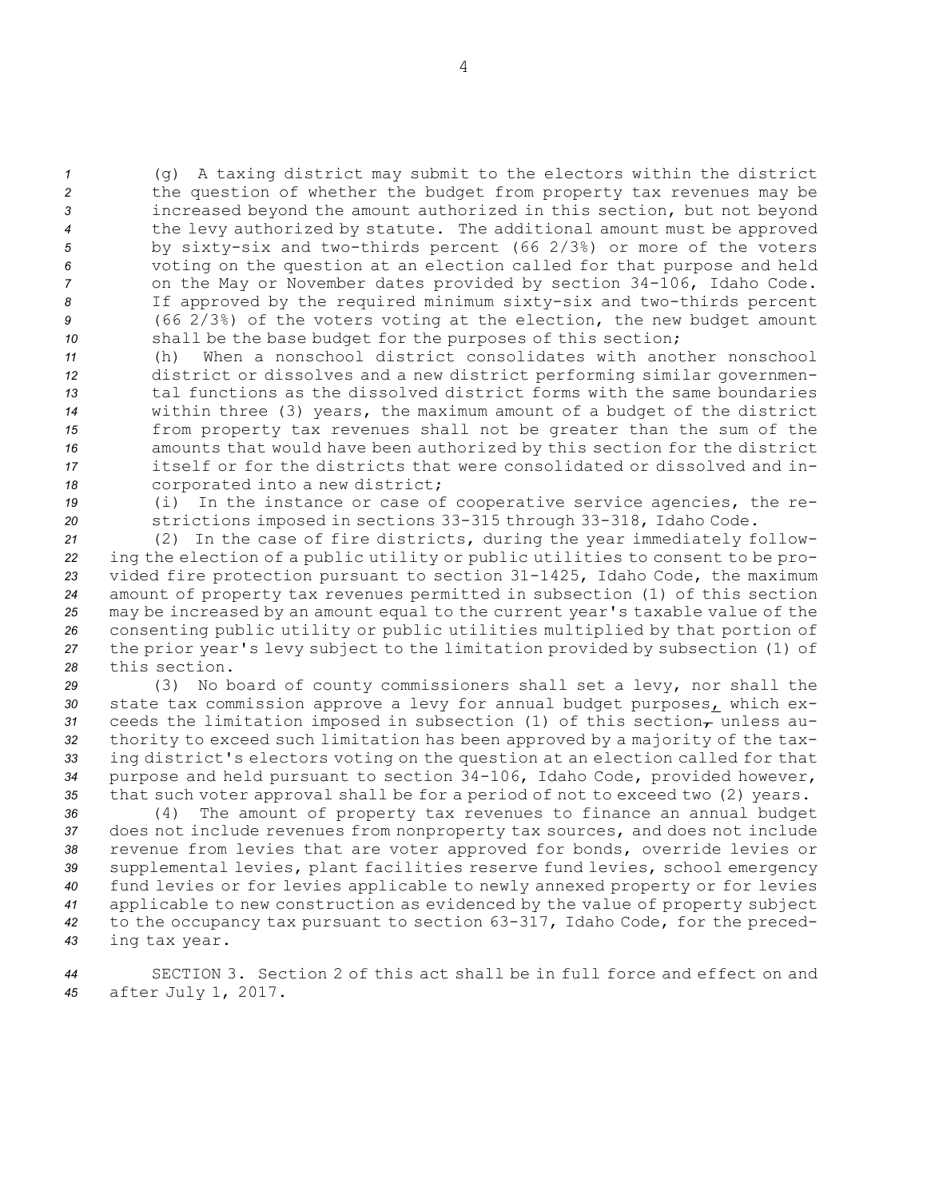(g) A taxing district may submit to the electors within the district the question of whether the budget from property tax revenues may be increased beyond the amount authorized in this section, but not beyond the levy authorized by statute. The additional amount must be approved by sixty-six and two-thirds percent (66 2/3%) or more of the voters voting on the question at an election called for that purpose and held on the May or November dates provided by section 34-106, Idaho Code. If approved by the required minimum sixty-six and two-thirds percent (66 2/3%) of the voters voting at the election, the new budget amount shall be the base budget for the purposes of this section;

(h) When a nonschool district consolidates with another nonschool district or dissolves and a new district performing similar governmental functions as the dissolved district forms with the same boundaries within three (3) years, the maximum amount of a budget of the district from property tax revenues shall not be greater than the sum of the amounts that would have been authorized by this section for the district itself or for the districts that were consolidated or dissolved and incorporated into a new district;

(i) In the instance or case of cooperative service agencies, the restrictions imposed in sections 33-315 through 33-318, Idaho Code.

(2) In the case of fire districts, during the year immediately following the election of a public utility or public utilities to consent to be provided fire protection pursuant to section 31-1425, Idaho Code, the maximum amount of property tax revenues permitted in subsection (1) of this section may be increased by an amount equal to the current year's taxable value of the consenting public utility or public utilities multiplied by that portion of the prior year's levy subject to the limitation provided by subsection (1) of this section.

(3) No board of county commissioners shall set a levy, nor shall the state tax commission approve a levy for annual budget purposes, which exceeds the limitation imposed in subsection (1) of this section, unless authority to exceed such limitation has been approved by a majority of the taxing district's electors voting on the question at an election called for that purpose and held pursuant to section 34-106, Idaho Code, provided however, that such voter approval shall be for a period of not to exceed two (2) years.

(4) The amount of property tax revenues to finance an annual budget does not include revenues from nonproperty tax sources, and does not include revenue from levies that are voter approved for bonds, override levies or supplemental levies, plant facilities reserve fund levies, school emergency fund levies or for levies applicable to newly annexed property or for levies applicable to new construction as evidenced by the value of property subject to the occupancy tax pursuant to section 63-317, Idaho Code, for the preceding tax year.

SECTION 3. Section 2 of this act shall be in full force and effect on and after July 1, 2017.